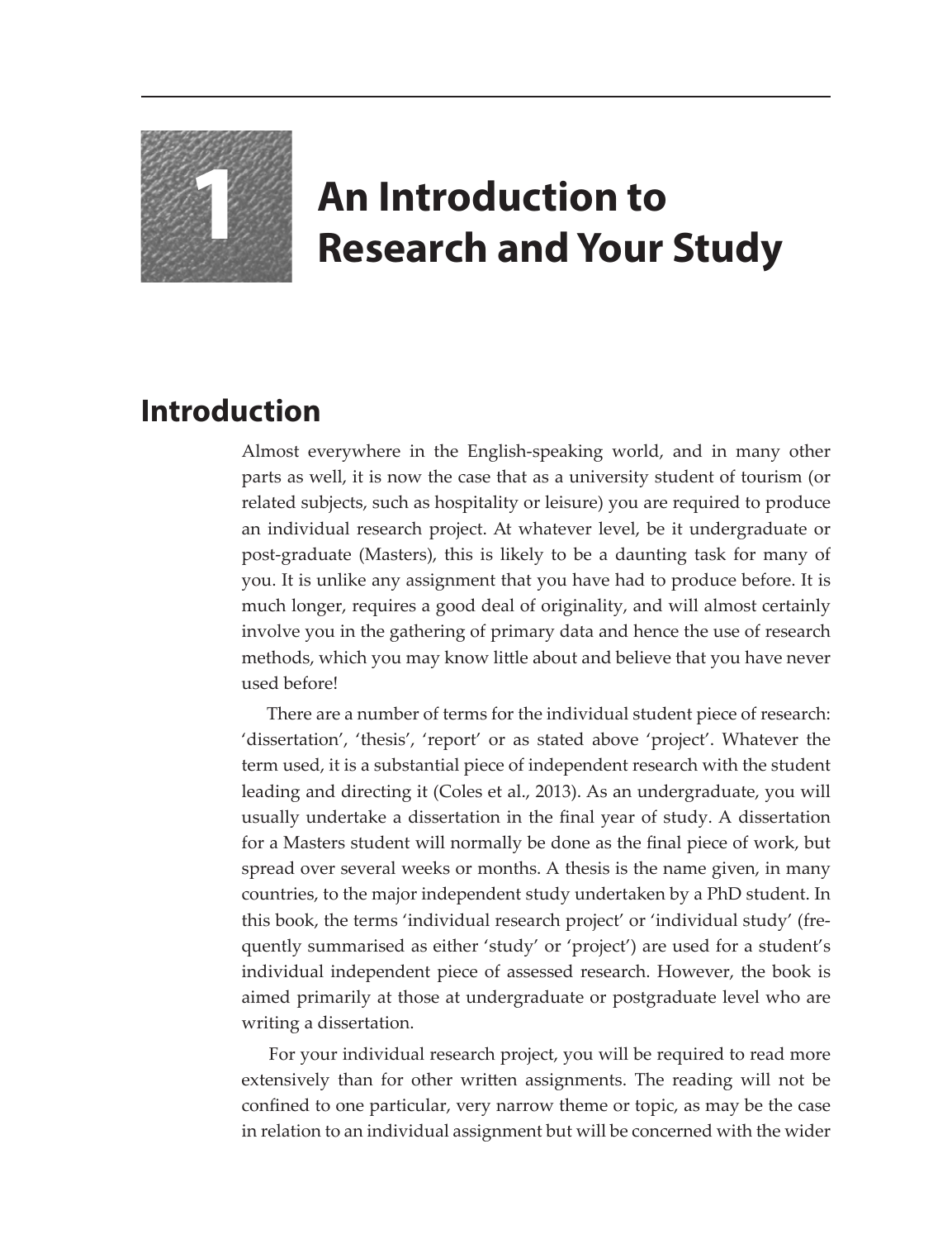# 1 An Introduction to Research and Your Study

## Introduction

Almost everywhere in the English-speaking world, and in many other parts as well, it is now the case that as a university student of tourism (or related subjects, such as hospitality or leisure) you are required to produce an individual research project. At whatever level, be it undergraduate or post-graduate (Masters), this is likely to be a daunting task for many of you. It is unlike any assignment that you have had to produce before. It is much longer, requires a good deal of originality, and will almost certainly involve you in the gathering of primary data and hence the use of research methods, which you may know little about and believe that you have never used before!

There are a number of terms for the individual student piece of research: 'dissertation', 'thesis', 'report' or as stated above 'project'. Whatever the term used, it is a substantial piece of independent research with the student leading and directing it (Coles et al., 2013). As an undergraduate, you will usually undertake a dissertation in the final year of study. A dissertation for a Masters student will normally be done as the final piece of work, but spread over several weeks or months. A thesis is the name given, in many countries, to the major independent study undertaken by a PhD student. In this book, the terms 'individual research project' or 'individual study' (frequently summarised as either 'study' or 'project') are used for a student's individual independent piece of assessed research. However, the book is aimed primarily at those at undergraduate or postgraduate level who are writing a dissertation.

For your individual research project, you will be required to read more extensively than for other written assignments. The reading will not be confined to one particular, very narrow theme or topic, as may be the case in relation to an individual assignment but will be concerned with the wider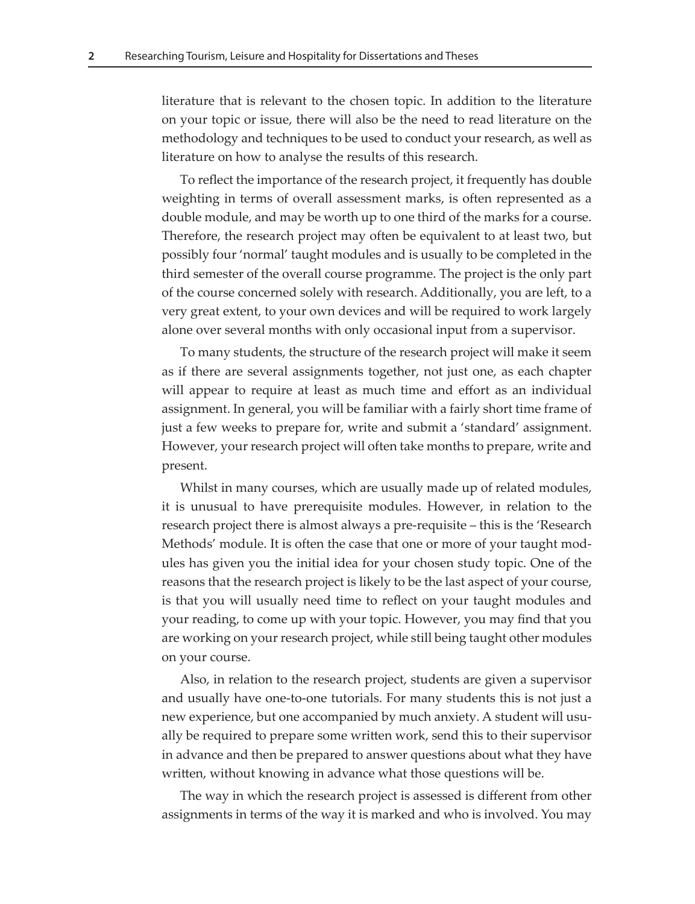literature that is relevant to the chosen topic. In addition to the literature on your topic or issue, there will also be the need to read literature on the methodology and techniques to be used to conduct your research, as well as literature on how to analyse the results of this research.

To reflect the importance of the research project, it frequently has double weighting in terms of overall assessment marks, is often represented as a double module, and may be worth up to one third of the marks for a course. Therefore, the research project may often be equivalent to at least two, but possibly four 'normal' taught modules and is usually to be completed in the third semester of the overall course programme. The project is the only part of the course concerned solely with research. Additionally, you are left, to a very great extent, to your own devices and will be required to work largely alone over several months with only occasional input from a supervisor.

To many students, the structure of the research project will make it seem as if there are several assignments together, not just one, as each chapter will appear to require at least as much time and effort as an individual assignment. In general, you will be familiar with a fairly short time frame of just a few weeks to prepare for, write and submit a 'standard' assignment. However, your research project will often take months to prepare, write and present.

Whilst in many courses, which are usually made up of related modules, it is unusual to have prerequisite modules. However, in relation to the research project there is almost always a pre-requisite – this is the 'Research Methods' module. It is often the case that one or more of your taught modules has given you the initial idea for your chosen study topic. One of the reasons that the research project is likely to be the last aspect of your course, is that you will usually need time to reflect on your taught modules and your reading, to come up with your topic. However, you may find that you are working on your research project, while still being taught other modules on your course.

Also, in relation to the research project, students are given a supervisor and usually have one-to-one tutorials. For many students this is not just a new experience, but one accompanied by much anxiety. A student will usually be required to prepare some written work, send this to their supervisor in advance and then be prepared to answer questions about what they have written, without knowing in advance what those questions will be.

The way in which the research project is assessed is different from other assignments in terms of the way it is marked and who is involved. You may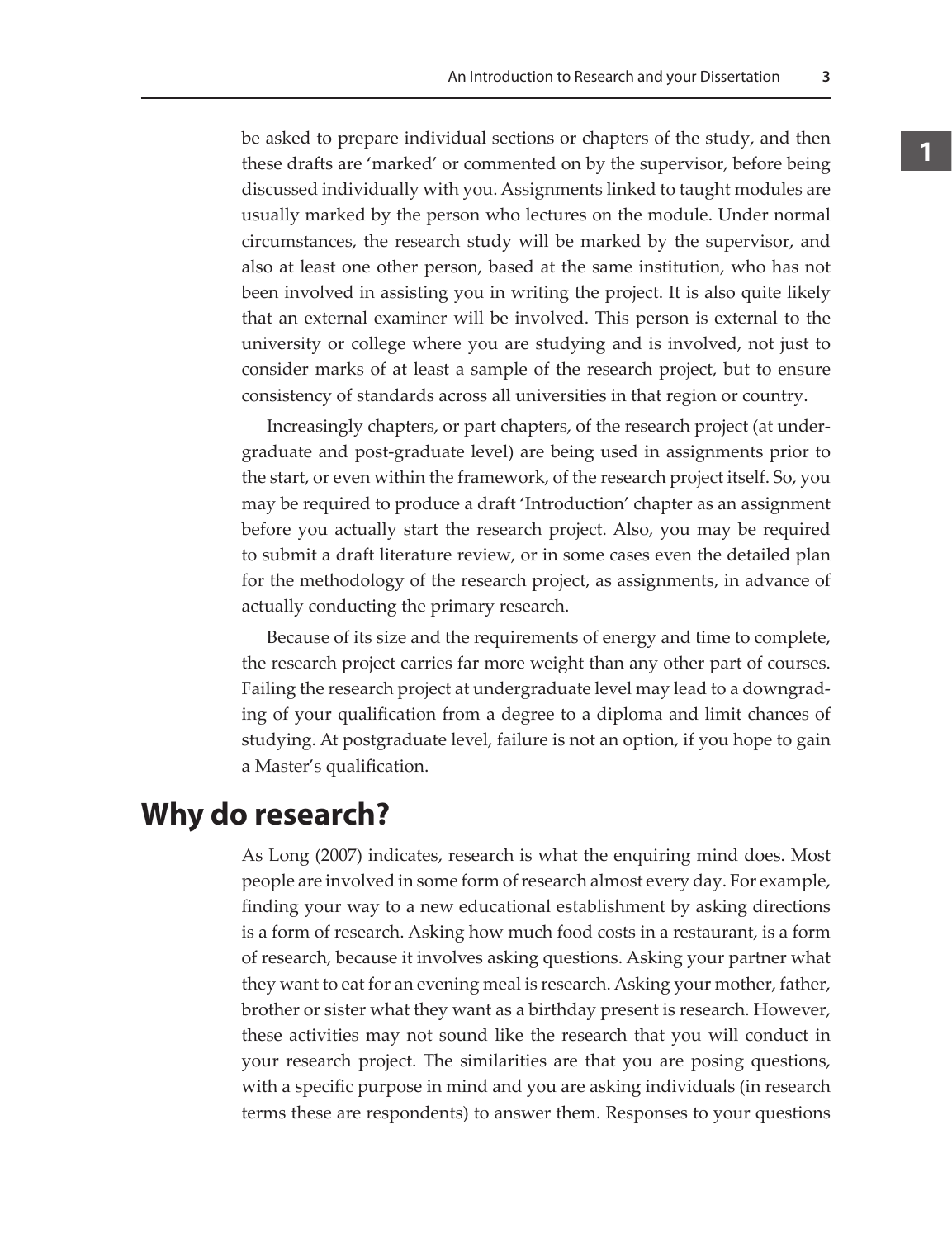be asked to prepare individual sections or chapters of the study, and then these drafts are 'marked' or commented on by the supervisor, before being discussed individually with you. Assignments linked to taught modules are usually marked by the person who lectures on the module. Under normal circumstances, the research study will be marked by the supervisor, and also at least one other person, based at the same institution, who has not been involved in assisting you in writing the project. It is also quite likely that an external examiner will be involved. This person is external to the university or college where you are studying and is involved, not just to consider marks of at least a sample of the research project, but to ensure consistency of standards across all universities in that region or country.

Increasingly chapters, or part chapters, of the research project (at undergraduate and post-graduate level) are being used in assignments prior to the start, or even within the framework, of the research project itself. So, you may be required to produce a draft 'Introduction' chapter as an assignment before you actually start the research project. Also, you may be required to submit a draft literature review, or in some cases even the detailed plan for the methodology of the research project, as assignments, in advance of actually conducting the primary research.

Because of its size and the requirements of energy and time to complete, the research project carries far more weight than any other part of courses. Failing the research project at undergraduate level may lead to a downgrading of your qualification from a degree to a diploma and limit chances of studying. At postgraduate level, failure is not an option, if you hope to gain a Master's qualification.

## Why do research?

As Long (2007) indicates, research is what the enquiring mind does. Most people are involved in some form of research almost every day. For example, finding your way to a new educational establishment by asking directions is a form of research. Asking how much food costs in a restaurant, is a form of research, because it involves asking questions. Asking your partner what they want to eat for an evening meal is research. Asking your mother, father, brother or sister what they want as a birthday present is research. However, these activities may not sound like the research that you will conduct in your research project. The similarities are that you are posing questions, with a specific purpose in mind and you are asking individuals (in research terms these are respondents) to answer them. Responses to your questions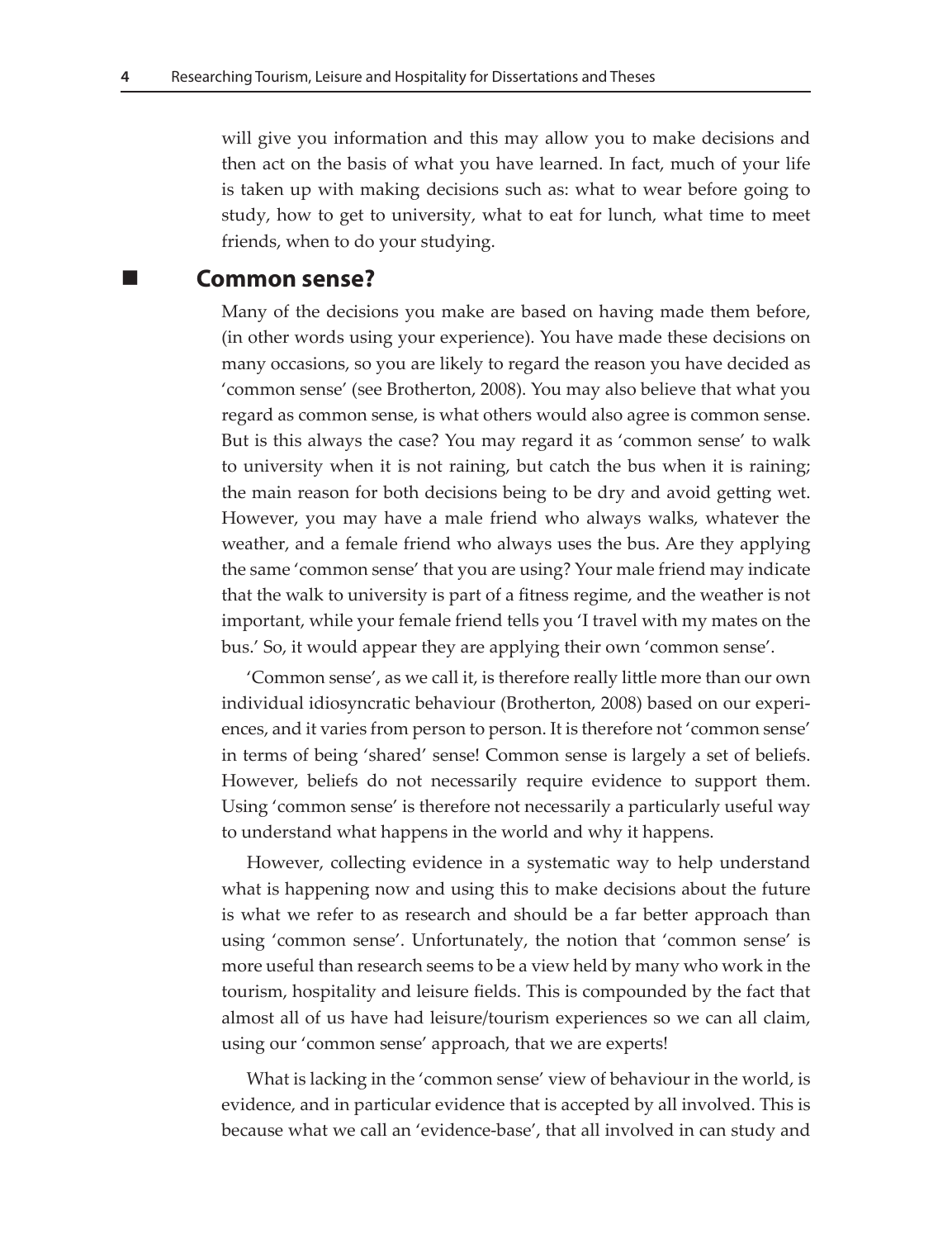will give you information and this may allow you to make decisions and then act on the basis of what you have learned. In fact, much of your life is taken up with making decisions such as: what to wear before going to study, how to get to university, what to eat for lunch, what time to meet friends, when to do your studying.

## Common sense?

Many of the decisions you make are based on having made them before, (in other words using your experience). You have made these decisions on many occasions, so you are likely to regard the reason you have decided as 'common sense' (see Brotherton, 2008). You may also believe that what you regard as common sense, is what others would also agree is common sense. But is this always the case? You may regard it as 'common sense' to walk to university when it is not raining, but catch the bus when it is raining; the main reason for both decisions being to be dry and avoid getting wet. However, you may have a male friend who always walks, whatever the weather, and a female friend who always uses the bus. Are they applying the same 'common sense' that you are using? Your male friend may indicate that the walk to university is part of a fitness regime, and the weather is not important, while your female friend tells you 'I travel with my mates on the bus.' So, it would appear they are applying their own 'common sense'.

'Common sense', as we call it, is therefore really little more than our own individual idiosyncratic behaviour (Brotherton, 2008) based on our experiences, and it varies from person to person. It is therefore not 'common sense' in terms of being 'shared' sense! Common sense is largely a set of beliefs. However, beliefs do not necessarily require evidence to support them. Using 'common sense' is therefore not necessarily a particularly useful way to understand what happens in the world and why it happens.

However, collecting evidence in a systematic way to help understand what is happening now and using this to make decisions about the future is what we refer to as research and should be a far better approach than using 'common sense'. Unfortunately, the notion that 'common sense' is more useful than research seems to be a view held by many who work in the tourism, hospitality and leisure fields. This is compounded by the fact that almost all of us have had leisure/tourism experiences so we can all claim, using our 'common sense' approach, that we are experts!

What is lacking in the 'common sense' view of behaviour in the world, is evidence, and in particular evidence that is accepted by all involved. This is because what we call an 'evidence-base', that all involved in can study and